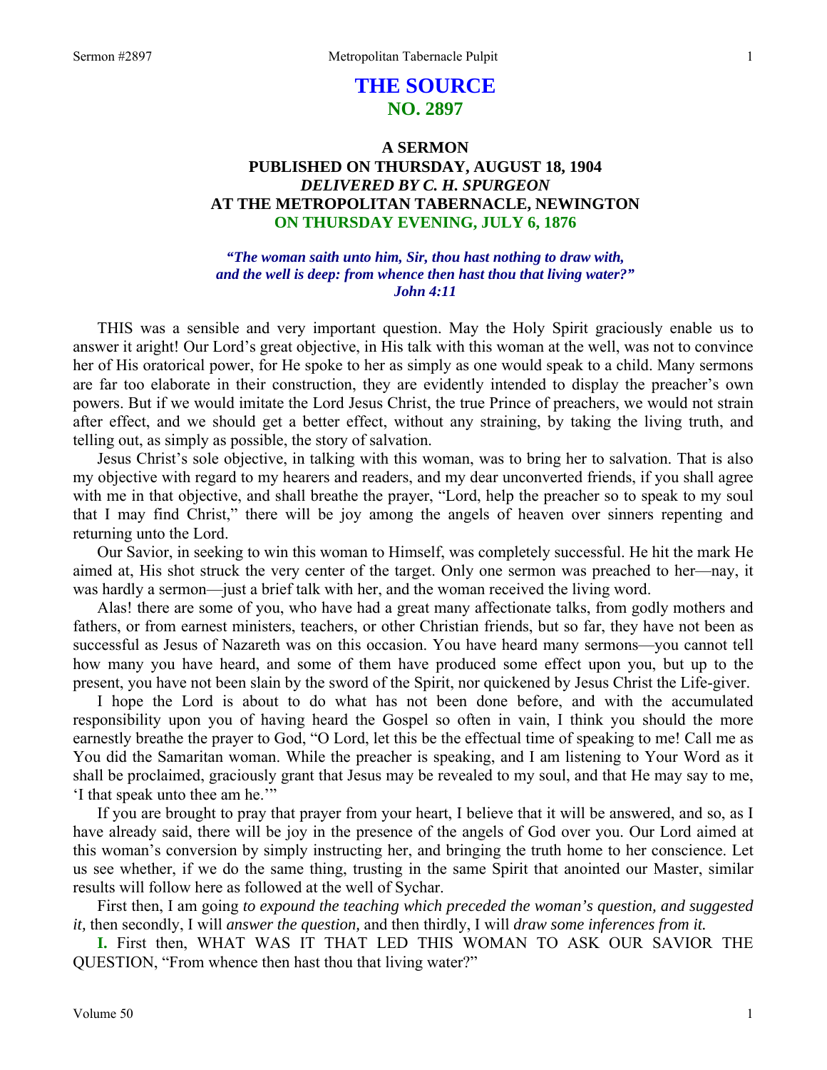# THE SOURCE
## NO. 2897

### A SERMON
### PUBLISHED ON THURSDAY, AUGUST 18, 1904
### *DELIVERED BY C. H. SPURGEON*
### AT THE METROPOLITAN TABERNACLE, NEWINGTON
### ON THURSDAY EVENING, JULY 6, 1876

*"The woman saith unto him, Sir, thou hast nothing to draw with, and the well is deep: from whence then hast thou that living water?" John 4:11*

THIS was a sensible and very important question. May the Holy Spirit graciously enable us to answer it aright! Our Lord's great objective, in His talk with this woman at the well, was not to convince her of His oratorical power, for He spoke to her as simply as one would speak to a child. Many sermons are far too elaborate in their construction, they are evidently intended to display the preacher's own powers. But if we would imitate the Lord Jesus Christ, the true Prince of preachers, we would not strain after effect, and we should get a better effect, without any straining, by taking the living truth, and telling out, as simply as possible, the story of salvation.

Jesus Christ's sole objective, in talking with this woman, was to bring her to salvation. That is also my objective with regard to my hearers and readers, and my dear unconverted friends, if you shall agree with me in that objective, and shall breathe the prayer, "Lord, help the preacher so to speak to my soul that I may find Christ," there will be joy among the angels of heaven over sinners repenting and returning unto the Lord.

Our Savior, in seeking to win this woman to Himself, was completely successful. He hit the mark He aimed at, His shot struck the very center of the target. Only one sermon was preached to her—nay, it was hardly a sermon—just a brief talk with her, and the woman received the living word.

Alas! there are some of you, who have had a great many affectionate talks, from godly mothers and fathers, or from earnest ministers, teachers, or other Christian friends, but so far, they have not been as successful as Jesus of Nazareth was on this occasion. You have heard many sermons—you cannot tell how many you have heard, and some of them have produced some effect upon you, but up to the present, you have not been slain by the sword of the Spirit, nor quickened by Jesus Christ the Life-giver.

I hope the Lord is about to do what has not been done before, and with the accumulated responsibility upon you of having heard the Gospel so often in vain, I think you should the more earnestly breathe the prayer to God, "O Lord, let this be the effectual time of speaking to me! Call me as You did the Samaritan woman. While the preacher is speaking, and I am listening to Your Word as it shall be proclaimed, graciously grant that Jesus may be revealed to my soul, and that He may say to me, 'I that speak unto thee am he.'"

If you are brought to pray that prayer from your heart, I believe that it will be answered, and so, as I have already said, there will be joy in the presence of the angels of God over you. Our Lord aimed at this woman's conversion by simply instructing her, and bringing the truth home to her conscience. Let us see whether, if we do the same thing, trusting in the same Spirit that anointed our Master, similar results will follow here as followed at the well of Sychar.

First then, I am going *to expound the teaching which preceded the woman's question, and suggested it,* then secondly, I will *answer the question,* and then thirdly, I will *draw some inferences from it.*

**I.** First then, WHAT WAS IT THAT LED THIS WOMAN TO ASK OUR SAVIOR THE QUESTION, "From whence then hast thou that living water?"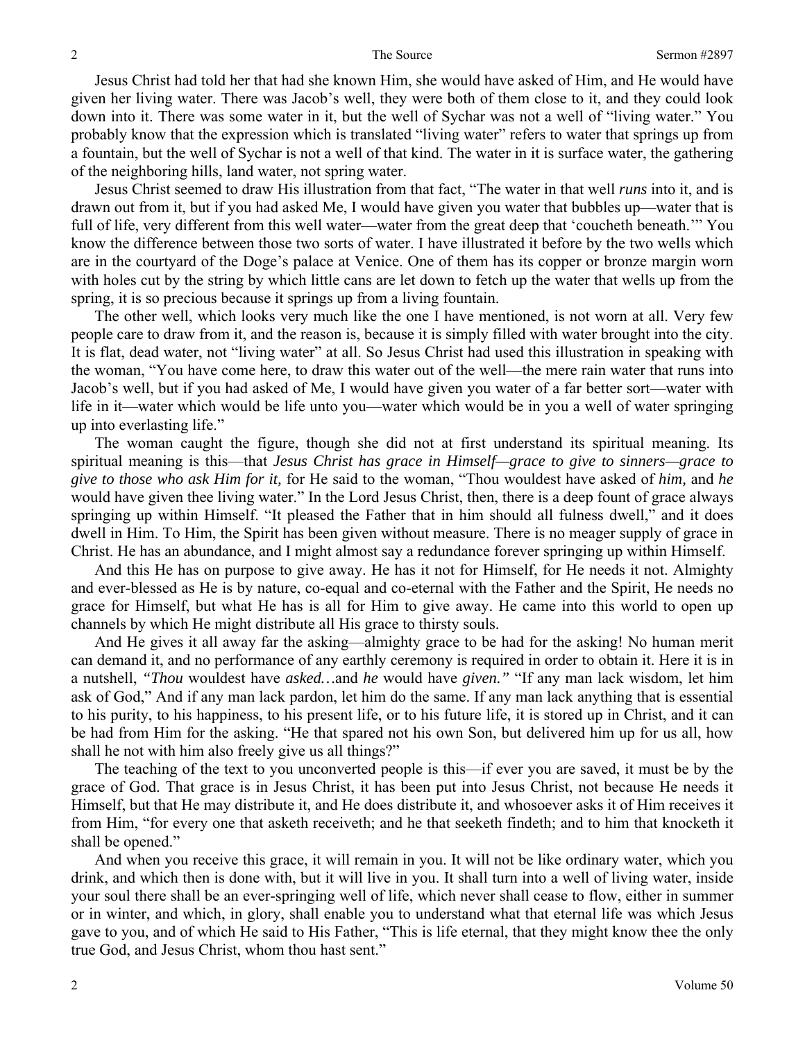Jesus Christ had told her that had she known Him, she would have asked of Him, and He would have given her living water. There was Jacob's well, they were both of them close to it, and they could look down into it. There was some water in it, but the well of Sychar was not a well of "living water." You probably know that the expression which is translated "living water" refers to water that springs up from a fountain, but the well of Sychar is not a well of that kind. The water in it is surface water, the gathering of the neighboring hills, land water, not spring water.

Jesus Christ seemed to draw His illustration from that fact, "The water in that well *runs* into it, and is drawn out from it, but if you had asked Me, I would have given you water that bubbles up—water that is full of life, very different from this well water—water from the great deep that 'coucheth beneath.'" You know the difference between those two sorts of water. I have illustrated it before by the two wells which are in the courtyard of the Doge's palace at Venice. One of them has its copper or bronze margin worn with holes cut by the string by which little cans are let down to fetch up the water that wells up from the spring, it is so precious because it springs up from a living fountain.

The other well, which looks very much like the one I have mentioned, is not worn at all. Very few people care to draw from it, and the reason is, because it is simply filled with water brought into the city. It is flat, dead water, not "living water" at all. So Jesus Christ had used this illustration in speaking with the woman, "You have come here, to draw this water out of the well—the mere rain water that runs into Jacob's well, but if you had asked of Me, I would have given you water of a far better sort—water with life in it—water which would be life unto you—water which would be in you a well of water springing up into everlasting life."

The woman caught the figure, though she did not at first understand its spiritual meaning. Its spiritual meaning is this—that *Jesus Christ has grace in Himself—grace to give to sinners—grace to give to those who ask Him for it,* for He said to the woman, "Thou wouldest have asked of *him,* and *he* would have given thee living water." In the Lord Jesus Christ, then, there is a deep fount of grace always springing up within Himself. "It pleased the Father that in him should all fulness dwell," and it does dwell in Him. To Him, the Spirit has been given without measure. There is no meager supply of grace in Christ. He has an abundance, and I might almost say a redundance forever springing up within Himself.

And this He has on purpose to give away. He has it not for Himself, for He needs it not. Almighty and ever-blessed as He is by nature, co-equal and co-eternal with the Father and the Spirit, He needs no grace for Himself, but what He has is all for Him to give away. He came into this world to open up channels by which He might distribute all His grace to thirsty souls.

And He gives it all away far the asking—almighty grace to be had for the asking! No human merit can demand it, and no performance of any earthly ceremony is required in order to obtain it. Here it is in a nutshell, *"Thou* wouldest have *asked…*and *he* would have *given."* "If any man lack wisdom, let him ask of God," And if any man lack pardon, let him do the same. If any man lack anything that is essential to his purity, to his happiness, to his present life, or to his future life, it is stored up in Christ, and it can be had from Him for the asking. "He that spared not his own Son, but delivered him up for us all, how shall he not with him also freely give us all things?"

The teaching of the text to you unconverted people is this—if ever you are saved, it must be by the grace of God. That grace is in Jesus Christ, it has been put into Jesus Christ, not because He needs it Himself, but that He may distribute it, and He does distribute it, and whosoever asks it of Him receives it from Him, "for every one that asketh receiveth; and he that seeketh findeth; and to him that knocketh it shall be opened."

And when you receive this grace, it will remain in you. It will not be like ordinary water, which you drink, and which then is done with, but it will live in you. It shall turn into a well of living water, inside your soul there shall be an ever-springing well of life, which never shall cease to flow, either in summer or in winter, and which, in glory, shall enable you to understand what that eternal life was which Jesus gave to you, and of which He said to His Father, "This is life eternal, that they might know thee the only true God, and Jesus Christ, whom thou hast sent."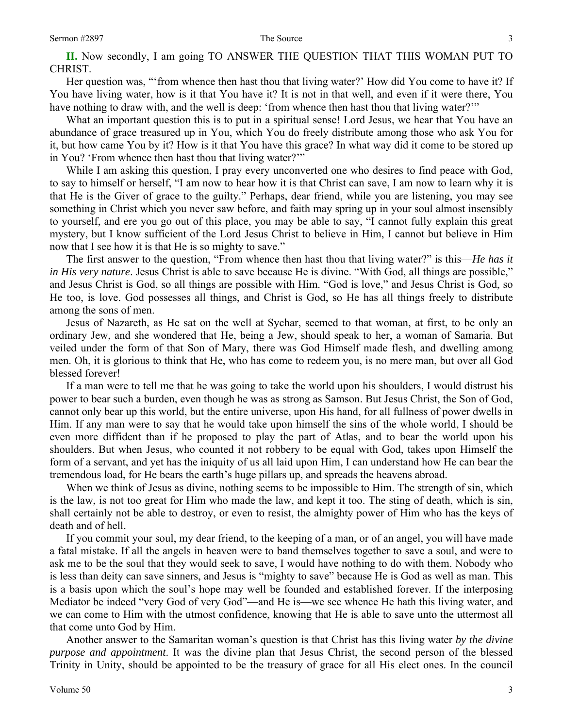**II.** Now secondly, I am going TO ANSWER THE QUESTION THAT THIS WOMAN PUT TO CHRIST.

Her question was, "'from whence then hast thou that living water?' How did You come to have it? If You have living water, how is it that You have it? It is not in that well, and even if it were there, You have nothing to draw with, and the well is deep: 'from whence then hast thou that living water?'"

What an important question this is to put in a spiritual sense! Lord Jesus, we hear that You have an abundance of grace treasured up in You, which You do freely distribute among those who ask You for it, but how came You by it? How is it that You have this grace? In what way did it come to be stored up in You? 'From whence then hast thou that living water?'"

While I am asking this question, I pray every unconverted one who desires to find peace with God, to say to himself or herself, "I am now to hear how it is that Christ can save, I am now to learn why it is that He is the Giver of grace to the guilty." Perhaps, dear friend, while you are listening, you may see something in Christ which you never saw before, and faith may spring up in your soul almost insensibly to yourself, and ere you go out of this place, you may be able to say, "I cannot fully explain this great mystery, but I know sufficient of the Lord Jesus Christ to believe in Him, I cannot but believe in Him now that I see how it is that He is so mighty to save."

The first answer to the question, "From whence then hast thou that living water?" is this—*He has it in His very nature*. Jesus Christ is able to save because He is divine. "With God, all things are possible," and Jesus Christ is God, so all things are possible with Him. "God is love," and Jesus Christ is God, so He too, is love. God possesses all things, and Christ is God, so He has all things freely to distribute among the sons of men.

Jesus of Nazareth, as He sat on the well at Sychar, seemed to that woman, at first, to be only an ordinary Jew, and she wondered that He, being a Jew, should speak to her, a woman of Samaria. But veiled under the form of that Son of Mary, there was God Himself made flesh, and dwelling among men. Oh, it is glorious to think that He, who has come to redeem you, is no mere man, but over all God blessed forever!

If a man were to tell me that he was going to take the world upon his shoulders, I would distrust his power to bear such a burden, even though he was as strong as Samson. But Jesus Christ, the Son of God, cannot only bear up this world, but the entire universe, upon His hand, for all fullness of power dwells in Him. If any man were to say that he would take upon himself the sins of the whole world, I should be even more diffident than if he proposed to play the part of Atlas, and to bear the world upon his shoulders. But when Jesus, who counted it not robbery to be equal with God, takes upon Himself the form of a servant, and yet has the iniquity of us all laid upon Him, I can understand how He can bear the tremendous load, for He bears the earth's huge pillars up, and spreads the heavens abroad.

When we think of Jesus as divine, nothing seems to be impossible to Him. The strength of sin, which is the law, is not too great for Him who made the law, and kept it too. The sting of death, which is sin, shall certainly not be able to destroy, or even to resist, the almighty power of Him who has the keys of death and of hell.

If you commit your soul, my dear friend, to the keeping of a man, or of an angel, you will have made a fatal mistake. If all the angels in heaven were to band themselves together to save a soul, and were to ask me to be the soul that they would seek to save, I would have nothing to do with them. Nobody who is less than deity can save sinners, and Jesus is "mighty to save" because He is God as well as man. This is a basis upon which the soul's hope may well be founded and established forever. If the interposing Mediator be indeed "very God of very God"—and He is—we see whence He hath this living water, and we can come to Him with the utmost confidence, knowing that He is able to save unto the uttermost all that come unto God by Him.

Another answer to the Samaritan woman's question is that Christ has this living water *by the divine purpose and appointment*. It was the divine plan that Jesus Christ, the second person of the blessed Trinity in Unity, should be appointed to be the treasury of grace for all His elect ones. In the council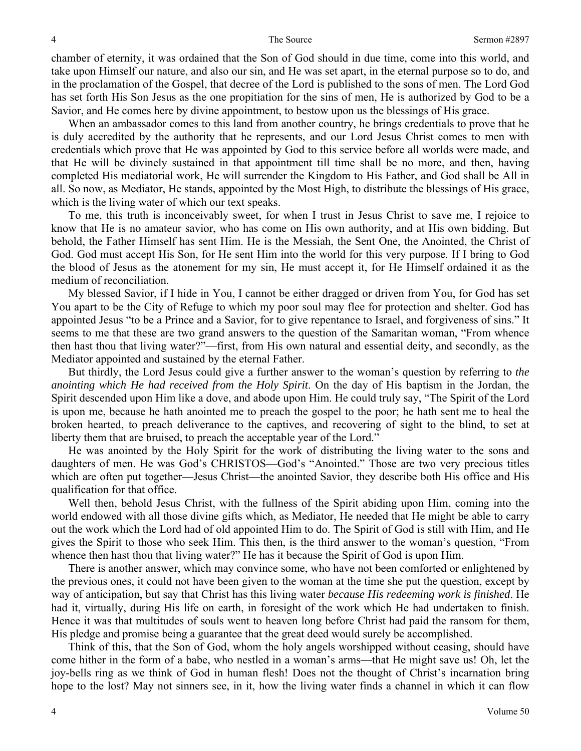chamber of eternity, it was ordained that the Son of God should in due time, come into this world, and take upon Himself our nature, and also our sin, and He was set apart, in the eternal purpose so to do, and in the proclamation of the Gospel, that decree of the Lord is published to the sons of men. The Lord God has set forth His Son Jesus as the one propitiation for the sins of men, He is authorized by God to be a Savior, and He comes here by divine appointment, to bestow upon us the blessings of His grace.

When an ambassador comes to this land from another country, he brings credentials to prove that he is duly accredited by the authority that he represents, and our Lord Jesus Christ comes to men with credentials which prove that He was appointed by God to this service before all worlds were made, and that He will be divinely sustained in that appointment till time shall be no more, and then, having completed His mediatorial work, He will surrender the Kingdom to His Father, and God shall be All in all. So now, as Mediator, He stands, appointed by the Most High, to distribute the blessings of His grace, which is the living water of which our text speaks.

To me, this truth is inconceivably sweet, for when I trust in Jesus Christ to save me, I rejoice to know that He is no amateur savior, who has come on His own authority, and at His own bidding. But behold, the Father Himself has sent Him. He is the Messiah, the Sent One, the Anointed, the Christ of God. God must accept His Son, for He sent Him into the world for this very purpose. If I bring to God the blood of Jesus as the atonement for my sin, He must accept it, for He Himself ordained it as the medium of reconciliation.

My blessed Savior, if I hide in You, I cannot be either dragged or driven from You, for God has set You apart to be the City of Refuge to which my poor soul may flee for protection and shelter. God has appointed Jesus "to be a Prince and a Savior, for to give repentance to Israel, and forgiveness of sins." It seems to me that these are two grand answers to the question of the Samaritan woman, "From whence then hast thou that living water?"—first, from His own natural and essential deity, and secondly, as the Mediator appointed and sustained by the eternal Father.

But thirdly, the Lord Jesus could give a further answer to the woman's question by referring to *the anointing which He had received from the Holy Spirit*. On the day of His baptism in the Jordan, the Spirit descended upon Him like a dove, and abode upon Him. He could truly say, "The Spirit of the Lord is upon me, because he hath anointed me to preach the gospel to the poor; he hath sent me to heal the broken hearted, to preach deliverance to the captives, and recovering of sight to the blind, to set at liberty them that are bruised, to preach the acceptable year of the Lord."

He was anointed by the Holy Spirit for the work of distributing the living water to the sons and daughters of men. He was God's CHRISTOS—God's "Anointed." Those are two very precious titles which are often put together—Jesus Christ—the anointed Savior, they describe both His office and His qualification for that office.

Well then, behold Jesus Christ, with the fullness of the Spirit abiding upon Him, coming into the world endowed with all those divine gifts which, as Mediator, He needed that He might be able to carry out the work which the Lord had of old appointed Him to do. The Spirit of God is still with Him, and He gives the Spirit to those who seek Him. This then, is the third answer to the woman's question, "From whence then hast thou that living water?" He has it because the Spirit of God is upon Him.

There is another answer, which may convince some, who have not been comforted or enlightened by the previous ones, it could not have been given to the woman at the time she put the question, except by way of anticipation, but say that Christ has this living water *because His redeeming work is finished*. He had it, virtually, during His life on earth, in foresight of the work which He had undertaken to finish. Hence it was that multitudes of souls went to heaven long before Christ had paid the ransom for them, His pledge and promise being a guarantee that the great deed would surely be accomplished.

Think of this, that the Son of God, whom the holy angels worshipped without ceasing, should have come hither in the form of a babe, who nestled in a woman's arms—that He might save us! Oh, let the joy-bells ring as we think of God in human flesh! Does not the thought of Christ's incarnation bring hope to the lost? May not sinners see, in it, how the living water finds a channel in which it can flow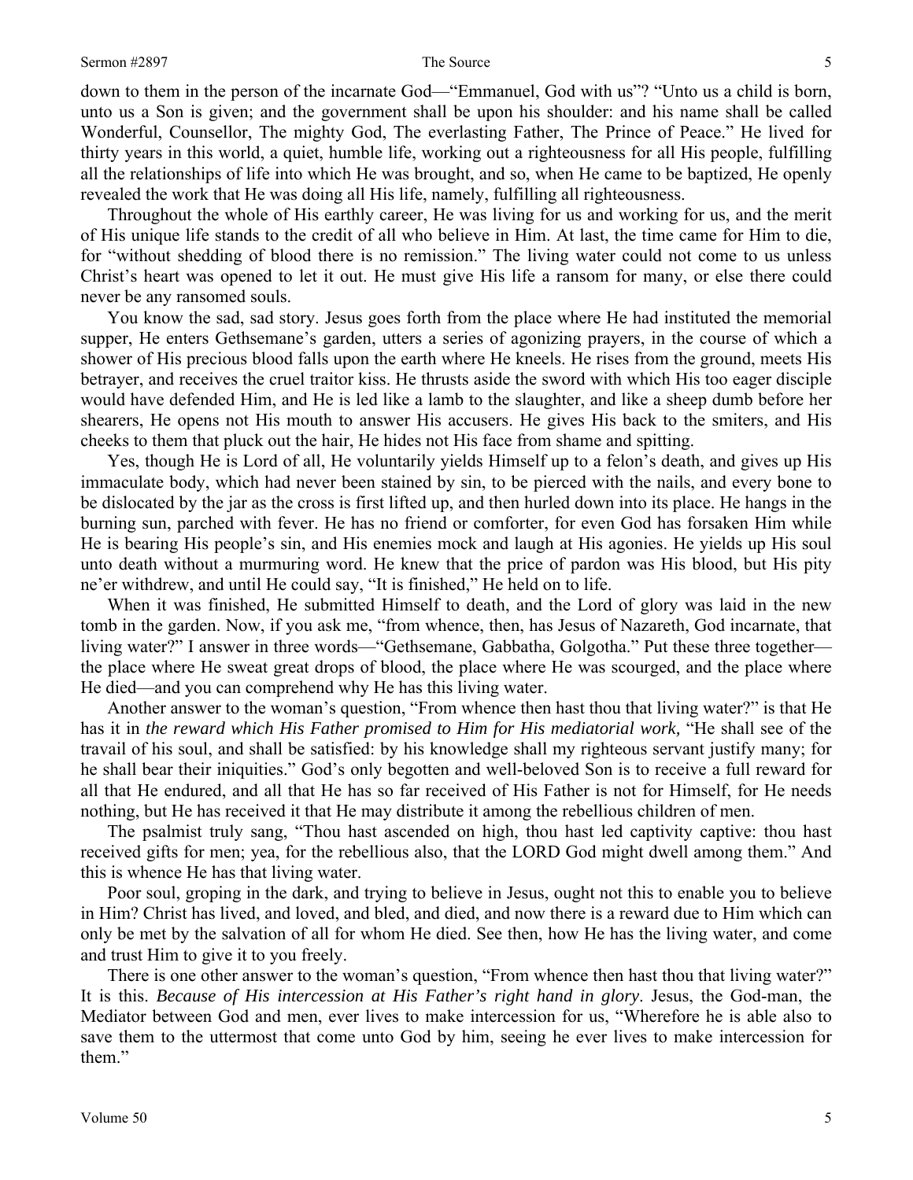down to them in the person of the incarnate God—"Emmanuel, God with us"? "Unto us a child is born, unto us a Son is given; and the government shall be upon his shoulder: and his name shall be called Wonderful, Counsellor, The mighty God, The everlasting Father, The Prince of Peace." He lived for thirty years in this world, a quiet, humble life, working out a righteousness for all His people, fulfilling all the relationships of life into which He was brought, and so, when He came to be baptized, He openly revealed the work that He was doing all His life, namely, fulfilling all righteousness.

Throughout the whole of His earthly career, He was living for us and working for us, and the merit of His unique life stands to the credit of all who believe in Him. At last, the time came for Him to die, for "without shedding of blood there is no remission." The living water could not come to us unless Christ's heart was opened to let it out. He must give His life a ransom for many, or else there could never be any ransomed souls.

You know the sad, sad story. Jesus goes forth from the place where He had instituted the memorial supper, He enters Gethsemane's garden, utters a series of agonizing prayers, in the course of which a shower of His precious blood falls upon the earth where He kneels. He rises from the ground, meets His betrayer, and receives the cruel traitor kiss. He thrusts aside the sword with which His too eager disciple would have defended Him, and He is led like a lamb to the slaughter, and like a sheep dumb before her shearers, He opens not His mouth to answer His accusers. He gives His back to the smiters, and His cheeks to them that pluck out the hair, He hides not His face from shame and spitting.

Yes, though He is Lord of all, He voluntarily yields Himself up to a felon's death, and gives up His immaculate body, which had never been stained by sin, to be pierced with the nails, and every bone to be dislocated by the jar as the cross is first lifted up, and then hurled down into its place. He hangs in the burning sun, parched with fever. He has no friend or comforter, for even God has forsaken Him while He is bearing His people's sin, and His enemies mock and laugh at His agonies. He yields up His soul unto death without a murmuring word. He knew that the price of pardon was His blood, but His pity ne'er withdrew, and until He could say, "It is finished," He held on to life.

When it was finished, He submitted Himself to death, and the Lord of glory was laid in the new tomb in the garden. Now, if you ask me, "from whence, then, has Jesus of Nazareth, God incarnate, that living water?" I answer in three words—"Gethsemane, Gabbatha, Golgotha." Put these three together—the place where He sweat great drops of blood, the place where He was scourged, and the place where He died—and you can comprehend why He has this living water.

Another answer to the woman's question, "From whence then hast thou that living water?" is that He has it in *the reward which His Father promised to Him for His mediatorial work,* "He shall see of the travail of his soul, and shall be satisfied: by his knowledge shall my righteous servant justify many; for he shall bear their iniquities." God's only begotten and well-beloved Son is to receive a full reward for all that He endured, and all that He has so far received of His Father is not for Himself, for He needs nothing, but He has received it that He may distribute it among the rebellious children of men.

The psalmist truly sang, "Thou hast ascended on high, thou hast led captivity captive: thou hast received gifts for men; yea, for the rebellious also, that the LORD God might dwell among them." And this is whence He has that living water.

Poor soul, groping in the dark, and trying to believe in Jesus, ought not this to enable you to believe in Him? Christ has lived, and loved, and bled, and died, and now there is a reward due to Him which can only be met by the salvation of all for whom He died. See then, how He has the living water, and come and trust Him to give it to you freely.

There is one other answer to the woman's question, "From whence then hast thou that living water?" It is this. *Because of His intercession at His Father's right hand in glory*. Jesus, the God-man, the Mediator between God and men, ever lives to make intercession for us, "Wherefore he is able also to save them to the uttermost that come unto God by him, seeing he ever lives to make intercession for them."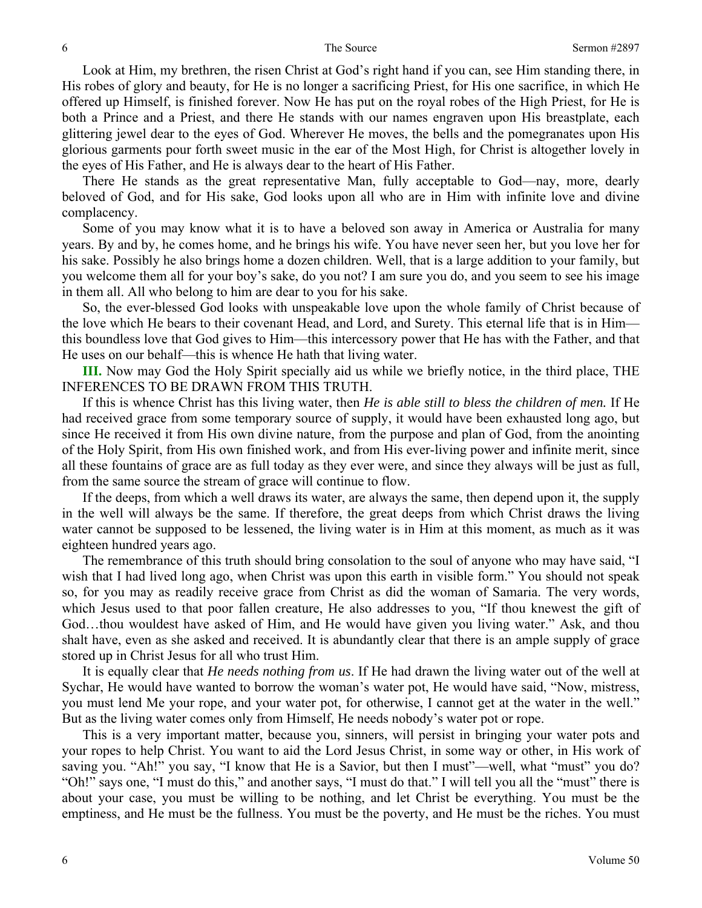Look at Him, my brethren, the risen Christ at God's right hand if you can, see Him standing there, in His robes of glory and beauty, for He is no longer a sacrificing Priest, for His one sacrifice, in which He offered up Himself, is finished forever. Now He has put on the royal robes of the High Priest, for He is both a Prince and a Priest, and there He stands with our names engraven upon His breastplate, each glittering jewel dear to the eyes of God. Wherever He moves, the bells and the pomegranates upon His glorious garments pour forth sweet music in the ear of the Most High, for Christ is altogether lovely in the eyes of His Father, and He is always dear to the heart of His Father.

There He stands as the great representative Man, fully acceptable to God—nay, more, dearly beloved of God, and for His sake, God looks upon all who are in Him with infinite love and divine complacency.

Some of you may know what it is to have a beloved son away in America or Australia for many years. By and by, he comes home, and he brings his wife. You have never seen her, but you love her for his sake. Possibly he also brings home a dozen children. Well, that is a large addition to your family, but you welcome them all for your boy's sake, do you not? I am sure you do, and you seem to see his image in them all. All who belong to him are dear to you for his sake.

So, the ever-blessed God looks with unspeakable love upon the whole family of Christ because of the love which He bears to their covenant Head, and Lord, and Surety. This eternal life that is in Him—this boundless love that God gives to Him—this intercessory power that He has with the Father, and that He uses on our behalf—this is whence He hath that living water.

**III.** Now may God the Holy Spirit specially aid us while we briefly notice, in the third place, THE INFERENCES TO BE DRAWN FROM THIS TRUTH.

If this is whence Christ has this living water, then *He is able still to bless the children of men.* If He had received grace from some temporary source of supply, it would have been exhausted long ago, but since He received it from His own divine nature, from the purpose and plan of God, from the anointing of the Holy Spirit, from His own finished work, and from His ever-living power and infinite merit, since all these fountains of grace are as full today as they ever were, and since they always will be just as full, from the same source the stream of grace will continue to flow.

If the deeps, from which a well draws its water, are always the same, then depend upon it, the supply in the well will always be the same. If therefore, the great deeps from which Christ draws the living water cannot be supposed to be lessened, the living water is in Him at this moment, as much as it was eighteen hundred years ago.

The remembrance of this truth should bring consolation to the soul of anyone who may have said, "I wish that I had lived long ago, when Christ was upon this earth in visible form." You should not speak so, for you may as readily receive grace from Christ as did the woman of Samaria. The very words, which Jesus used to that poor fallen creature, He also addresses to you, "If thou knewest the gift of God…thou wouldest have asked of Him, and He would have given you living water." Ask, and thou shalt have, even as she asked and received. It is abundantly clear that there is an ample supply of grace stored up in Christ Jesus for all who trust Him.

It is equally clear that *He needs nothing from us*. If He had drawn the living water out of the well at Sychar, He would have wanted to borrow the woman's water pot, He would have said, "Now, mistress, you must lend Me your rope, and your water pot, for otherwise, I cannot get at the water in the well." But as the living water comes only from Himself, He needs nobody's water pot or rope.

This is a very important matter, because you, sinners, will persist in bringing your water pots and your ropes to help Christ. You want to aid the Lord Jesus Christ, in some way or other, in His work of saving you. "Ah!" you say, "I know that He is a Savior, but then I must"—well, what "must" you do? "Oh!" says one, "I must do this," and another says, "I must do that." I will tell you all the "must" there is about your case, you must be willing to be nothing, and let Christ be everything. You must be the emptiness, and He must be the fullness. You must be the poverty, and He must be the riches. You must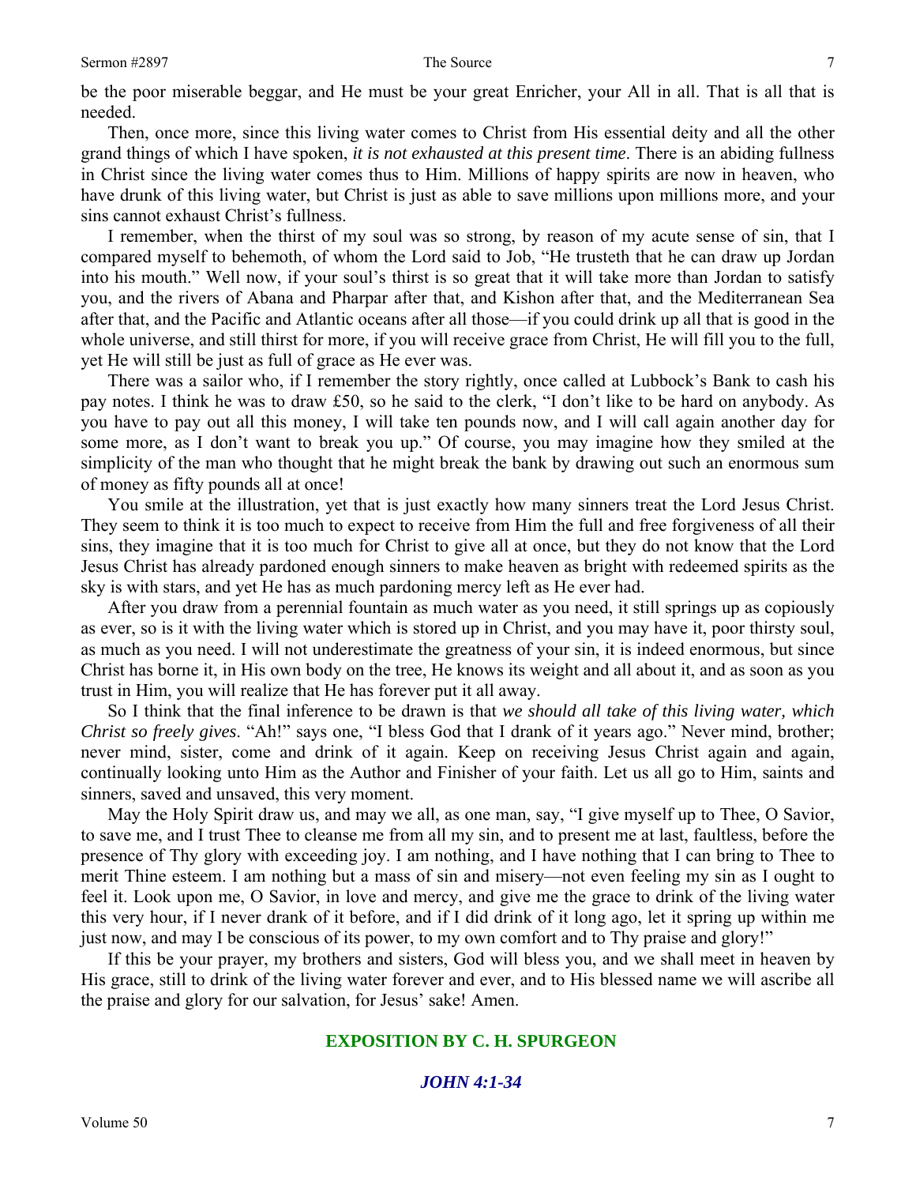be the poor miserable beggar, and He must be your great Enricher, your All in all. That is all that is needed.

Then, once more, since this living water comes to Christ from His essential deity and all the other grand things of which I have spoken, *it is not exhausted at this present time*. There is an abiding fullness in Christ since the living water comes thus to Him. Millions of happy spirits are now in heaven, who have drunk of this living water, but Christ is just as able to save millions upon millions more, and your sins cannot exhaust Christ's fullness.

I remember, when the thirst of my soul was so strong, by reason of my acute sense of sin, that I compared myself to behemoth, of whom the Lord said to Job, "He trusteth that he can draw up Jordan into his mouth." Well now, if your soul's thirst is so great that it will take more than Jordan to satisfy you, and the rivers of Abana and Pharpar after that, and Kishon after that, and the Mediterranean Sea after that, and the Pacific and Atlantic oceans after all those—if you could drink up all that is good in the whole universe, and still thirst for more, if you will receive grace from Christ, He will fill you to the full, yet He will still be just as full of grace as He ever was.

There was a sailor who, if I remember the story rightly, once called at Lubbock's Bank to cash his pay notes. I think he was to draw £50, so he said to the clerk, "I don't like to be hard on anybody. As you have to pay out all this money, I will take ten pounds now, and I will call again another day for some more, as I don't want to break you up." Of course, you may imagine how they smiled at the simplicity of the man who thought that he might break the bank by drawing out such an enormous sum of money as fifty pounds all at once!

You smile at the illustration, yet that is just exactly how many sinners treat the Lord Jesus Christ. They seem to think it is too much to expect to receive from Him the full and free forgiveness of all their sins, they imagine that it is too much for Christ to give all at once, but they do not know that the Lord Jesus Christ has already pardoned enough sinners to make heaven as bright with redeemed spirits as the sky is with stars, and yet He has as much pardoning mercy left as He ever had.

After you draw from a perennial fountain as much water as you need, it still springs up as copiously as ever, so is it with the living water which is stored up in Christ, and you may have it, poor thirsty soul, as much as you need. I will not underestimate the greatness of your sin, it is indeed enormous, but since Christ has borne it, in His own body on the tree, He knows its weight and all about it, and as soon as you trust in Him, you will realize that He has forever put it all away.

So I think that the final inference to be drawn is that *we should all take of this living water, which Christ so freely gives*. "Ah!" says one, "I bless God that I drank of it years ago." Never mind, brother; never mind, sister, come and drink of it again. Keep on receiving Jesus Christ again and again, continually looking unto Him as the Author and Finisher of your faith. Let us all go to Him, saints and sinners, saved and unsaved, this very moment.

May the Holy Spirit draw us, and may we all, as one man, say, "I give myself up to Thee, O Savior, to save me, and I trust Thee to cleanse me from all my sin, and to present me at last, faultless, before the presence of Thy glory with exceeding joy. I am nothing, and I have nothing that I can bring to Thee to merit Thine esteem. I am nothing but a mass of sin and misery—not even feeling my sin as I ought to feel it. Look upon me, O Savior, in love and mercy, and give me the grace to drink of the living water this very hour, if I never drank of it before, and if I did drink of it long ago, let it spring up within me just now, and may I be conscious of its power, to my own comfort and to Thy praise and glory!"

If this be your prayer, my brothers and sisters, God will bless you, and we shall meet in heaven by His grace, still to drink of the living water forever and ever, and to His blessed name we will ascribe all the praise and glory for our salvation, for Jesus' sake! Amen.

## EXPOSITION BY C. H. SPURGEON

### *JOHN 4:1-34*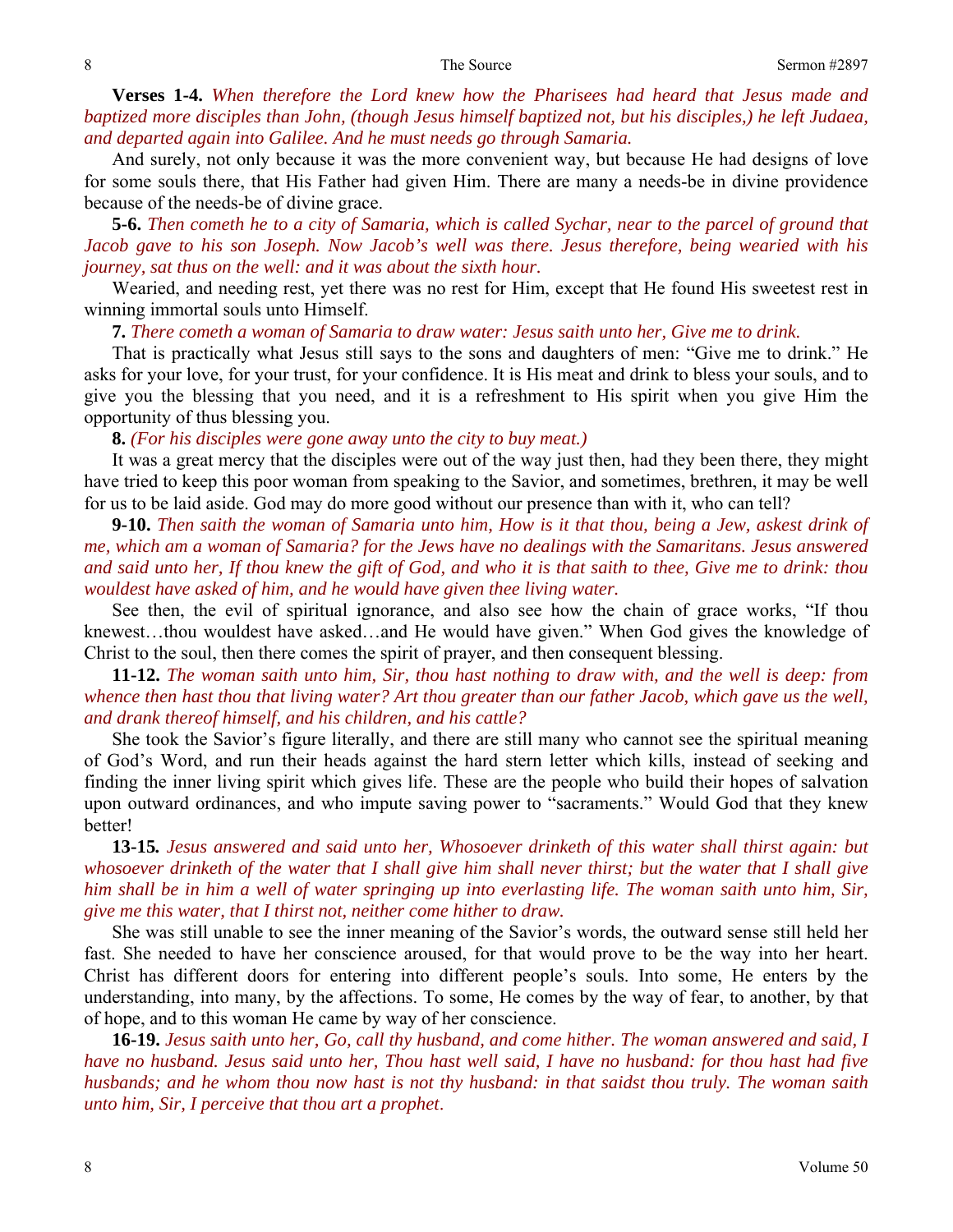**Verses 1-4.** *When therefore the Lord knew how the Pharisees had heard that Jesus made and baptized more disciples than John, (though Jesus himself baptized not, but his disciples,) he left Judaea, and departed again into Galilee. And he must needs go through Samaria.*

And surely, not only because it was the more convenient way, but because He had designs of love for some souls there, that His Father had given Him. There are many a needs-be in divine providence because of the needs-be of divine grace.

**5-6.** *Then cometh he to a city of Samaria, which is called Sychar, near to the parcel of ground that Jacob gave to his son Joseph. Now Jacob's well was there. Jesus therefore, being wearied with his journey, sat thus on the well: and it was about the sixth hour.*

Wearied, and needing rest, yet there was no rest for Him, except that He found His sweetest rest in winning immortal souls unto Himself.

**7.** *There cometh a woman of Samaria to draw water: Jesus saith unto her, Give me to drink.*

That is practically what Jesus still says to the sons and daughters of men: "Give me to drink." He asks for your love, for your trust, for your confidence. It is His meat and drink to bless your souls, and to give you the blessing that you need, and it is a refreshment to His spirit when you give Him the opportunity of thus blessing you.

**8.** *(For his disciples were gone away unto the city to buy meat.)*

It was a great mercy that the disciples were out of the way just then, had they been there, they might have tried to keep this poor woman from speaking to the Savior, and sometimes, brethren, it may be well for us to be laid aside. God may do more good without our presence than with it, who can tell?

**9-10.** *Then saith the woman of Samaria unto him, How is it that thou, being a Jew, askest drink of me, which am a woman of Samaria? for the Jews have no dealings with the Samaritans. Jesus answered and said unto her, If thou knew the gift of God, and who it is that saith to thee, Give me to drink: thou wouldest have asked of him, and he would have given thee living water.*

See then, the evil of spiritual ignorance, and also see how the chain of grace works, "If thou knewest…thou wouldest have asked…and He would have given." When God gives the knowledge of Christ to the soul, then there comes the spirit of prayer, and then consequent blessing.

**11-12.** *The woman saith unto him, Sir, thou hast nothing to draw with, and the well is deep: from whence then hast thou that living water? Art thou greater than our father Jacob, which gave us the well, and drank thereof himself, and his children, and his cattle?*

She took the Savior's figure literally, and there are still many who cannot see the spiritual meaning of God's Word, and run their heads against the hard stern letter which kills, instead of seeking and finding the inner living spirit which gives life. These are the people who build their hopes of salvation upon outward ordinances, and who impute saving power to "sacraments." Would God that they knew better!

**13-15.** *Jesus answered and said unto her, Whosoever drinketh of this water shall thirst again: but whosoever drinketh of the water that I shall give him shall never thirst; but the water that I shall give him shall be in him a well of water springing up into everlasting life. The woman saith unto him, Sir, give me this water, that I thirst not, neither come hither to draw.*

She was still unable to see the inner meaning of the Savior's words, the outward sense still held her fast. She needed to have her conscience aroused, for that would prove to be the way into her heart. Christ has different doors for entering into different people's souls. Into some, He enters by the understanding, into many, by the affections. To some, He comes by the way of fear, to another, by that of hope, and to this woman He came by way of her conscience.

**16-19.** *Jesus saith unto her, Go, call thy husband, and come hither. The woman answered and said, I have no husband. Jesus said unto her, Thou hast well said, I have no husband: for thou hast had five husbands; and he whom thou now hast is not thy husband: in that saidst thou truly. The woman saith unto him, Sir, I perceive that thou art a prophet.*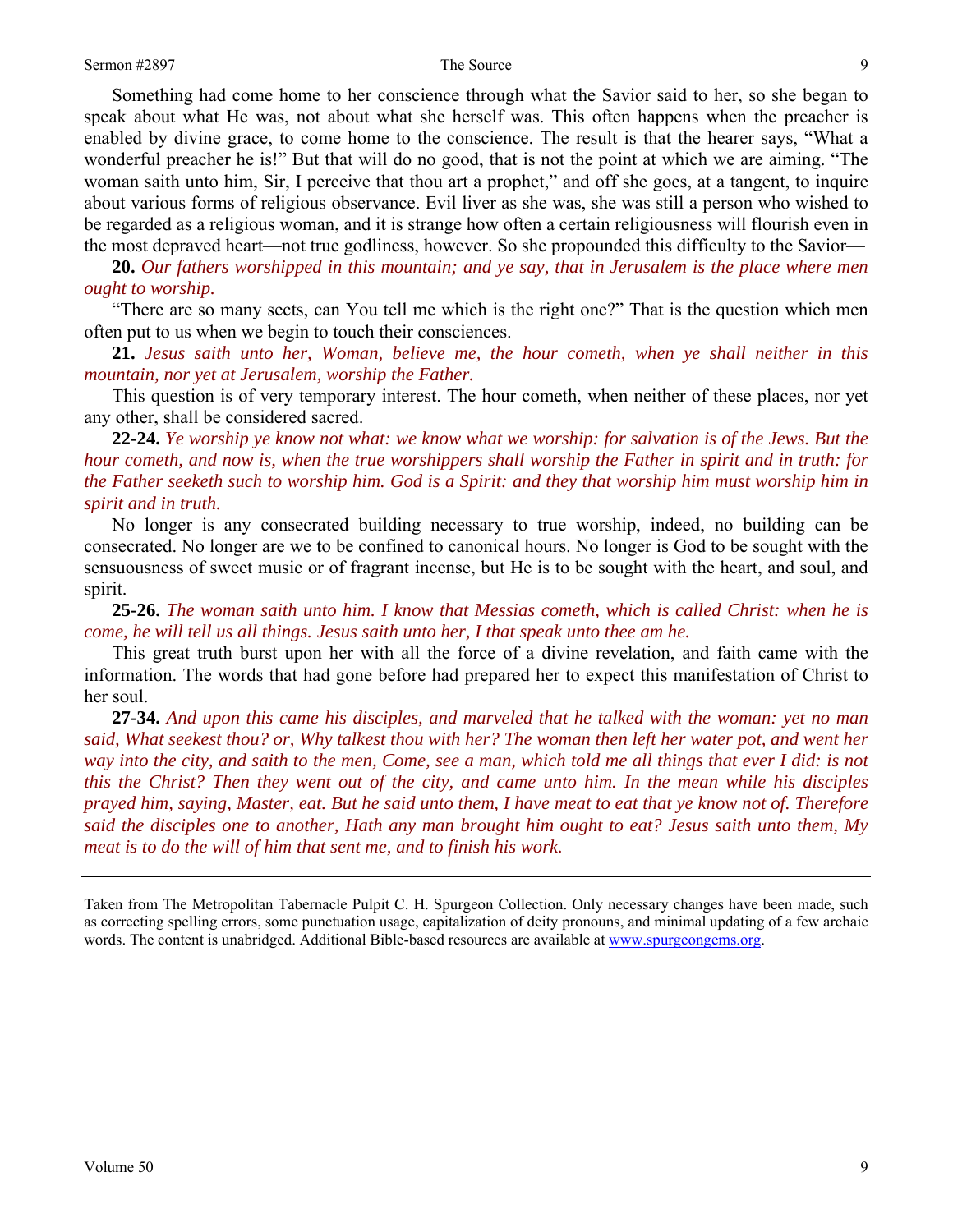Something had come home to her conscience through what the Savior said to her, so she began to speak about what He was, not about what she herself was. This often happens when the preacher is enabled by divine grace, to come home to the conscience. The result is that the hearer says, "What a wonderful preacher he is!" But that will do no good, that is not the point at which we are aiming. "The woman saith unto him, Sir, I perceive that thou art a prophet," and off she goes, at a tangent, to inquire about various forms of religious observance. Evil liver as she was, she was still a person who wished to be regarded as a religious woman, and it is strange how often a certain religiousness will flourish even in the most depraved heart—not true godliness, however. So she propounded this difficulty to the Savior—

**20.** *Our fathers worshipped in this mountain; and ye say, that in Jerusalem is the place where men ought to worship.*

"There are so many sects, can You tell me which is the right one?" That is the question which men often put to us when we begin to touch their consciences.

**21.** *Jesus saith unto her, Woman, believe me, the hour cometh, when ye shall neither in this mountain, nor yet at Jerusalem, worship the Father.*

This question is of very temporary interest. The hour cometh, when neither of these places, nor yet any other, shall be considered sacred.

**22-24.** *Ye worship ye know not what: we know what we worship: for salvation is of the Jews. But the hour cometh, and now is, when the true worshippers shall worship the Father in spirit and in truth: for the Father seeketh such to worship him. God is a Spirit: and they that worship him must worship him in spirit and in truth.*

No longer is any consecrated building necessary to true worship, indeed, no building can be consecrated. No longer are we to be confined to canonical hours. No longer is God to be sought with the sensuousness of sweet music or of fragrant incense, but He is to be sought with the heart, and soul, and spirit.

**25-26.** *The woman saith unto him. I know that Messias cometh, which is called Christ: when he is come, he will tell us all things. Jesus saith unto her, I that speak unto thee am he.*

This great truth burst upon her with all the force of a divine revelation, and faith came with the information. The words that had gone before had prepared her to expect this manifestation of Christ to her soul.

**27-34.** *And upon this came his disciples, and marveled that he talked with the woman: yet no man said, What seekest thou? or, Why talkest thou with her? The woman then left her water pot, and went her way into the city, and saith to the men, Come, see a man, which told me all things that ever I did: is not this the Christ? Then they went out of the city, and came unto him. In the mean while his disciples prayed him, saying, Master, eat. But he said unto them, I have meat to eat that ye know not of. Therefore said the disciples one to another, Hath any man brought him ought to eat? Jesus saith unto them, My meat is to do the will of him that sent me, and to finish his work.*

---

Taken from The Metropolitan Tabernacle Pulpit C. H. Spurgeon Collection. Only necessary changes have been made, such as correcting spelling errors, some punctuation usage, capitalization of deity pronouns, and minimal updating of a few archaic words. The content is unabridged. Additional Bible-based resources are available at www.spurgeongems.org.